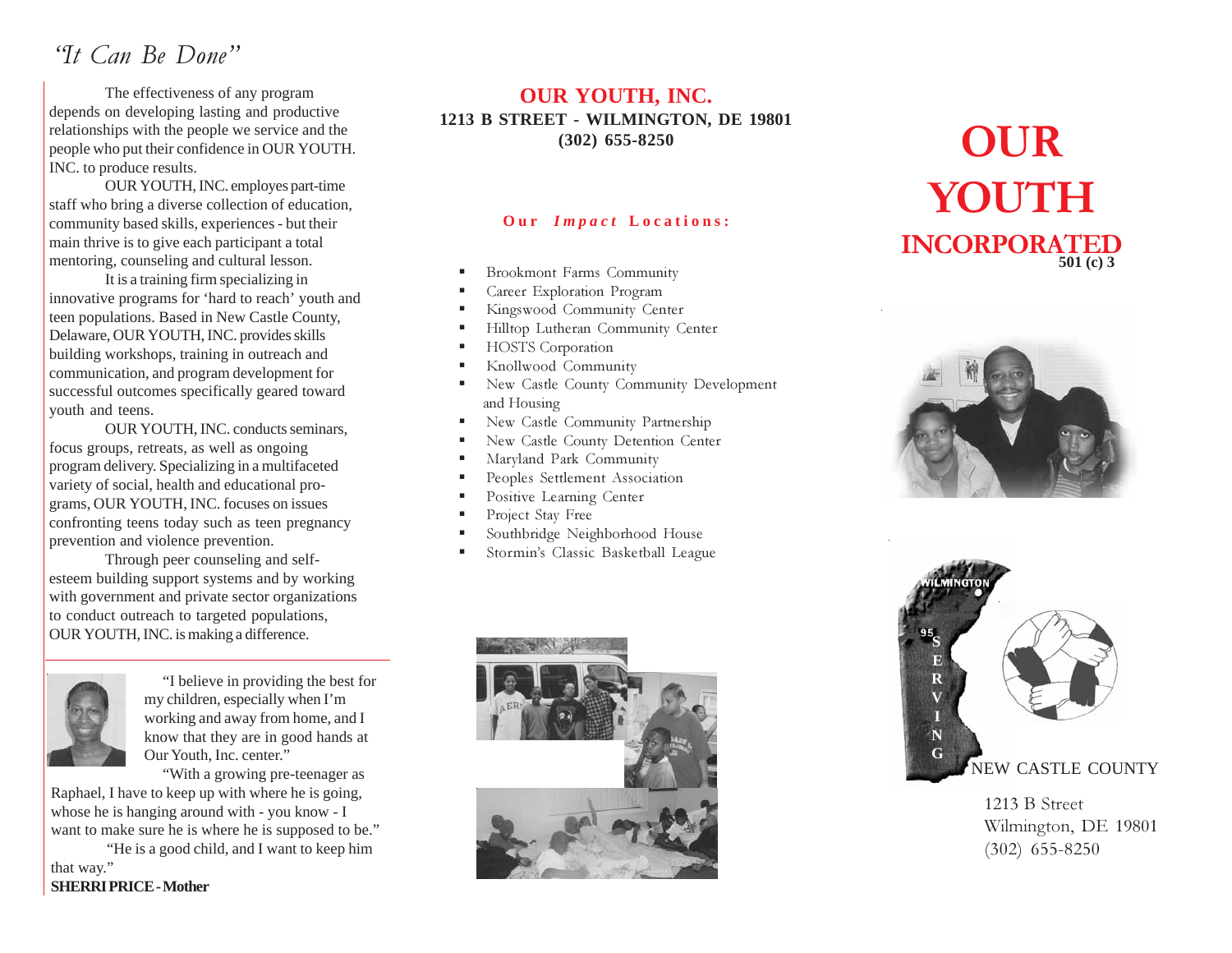## "It Can Be Done"

The effectiveness of any program depends on developing lasting and productive relationships with the people we service and the people who put their confidence in OUR YOUTH. INC. to produce results.

OUR YOUTH, INC. employes part-time staff who bring a diverse collection of education, community based skills, experiences - but their main thrive is to give each participant a total mentoring, counseling and cultural lesson.

It is a training firm specializing in innovative programs for 'hard to reach' youth and teen populations. Based in New Castle County, Delaware, OUR YOUTH, INC. provides skills building workshops, training in outreach and communication, and program development for successful outcomes specifically geared toward youth and teens.

OUR YOUTH, INC. conducts seminars, focus groups, retreats, as well as ongoing program delivery. Specializing in a multifaceted variety of social, health and educational programs, OUR YOUTH, INC. focuses on issues confronting teens today such as teen pregnancy prevention and violence prevention.

Through peer counseling and self-esteem building support systems and by working with government and private sector organizations to conduct outreach to targeted populations, OUR YOUTH, INC. is making a difference.

---

"I believe in providing the best for my children, especially when I'm working and away from home, and I know that they are in good hands at Our Youth, Inc. center."

"With a growing pre-teenager as Raphael, I have to keep up with where he is going, whose he is hanging around with - you know - I want to make sure he is where he is supposed to be."

"He is a good child, and I want to keep him that way."

**SHERRI PRICE - Mother**

## OUR YOUTH, INC.

**1213 B STREET - WILMINGTON, DE 19801**
**(302) 655-8250**

### Our *Impact* Locations:

- Brookmont Farms Community
- Career Exploration Program
- Kingswood Community Center
- Hilltop Lutheran Community Center
- HOSTS Corporation
- Knollwood Community
- New Castle County Community Development and Housing
- New Castle Community Partnership
- New Castle County Detention Center
- Maryland Park Community
- Peoples Settlement Association
- Positive Learning Center
- Project Stay Free
- Southbridge Neighborhood House
- Stormin's Classic Basketball League

# OUR YOUTH INCORPORATED

**501 (c) 3**

WILMINGTON

95

SERVING NEW CASTLE COUNTY

1213 B Street
Wilmington, DE 19801
(302) 655-8250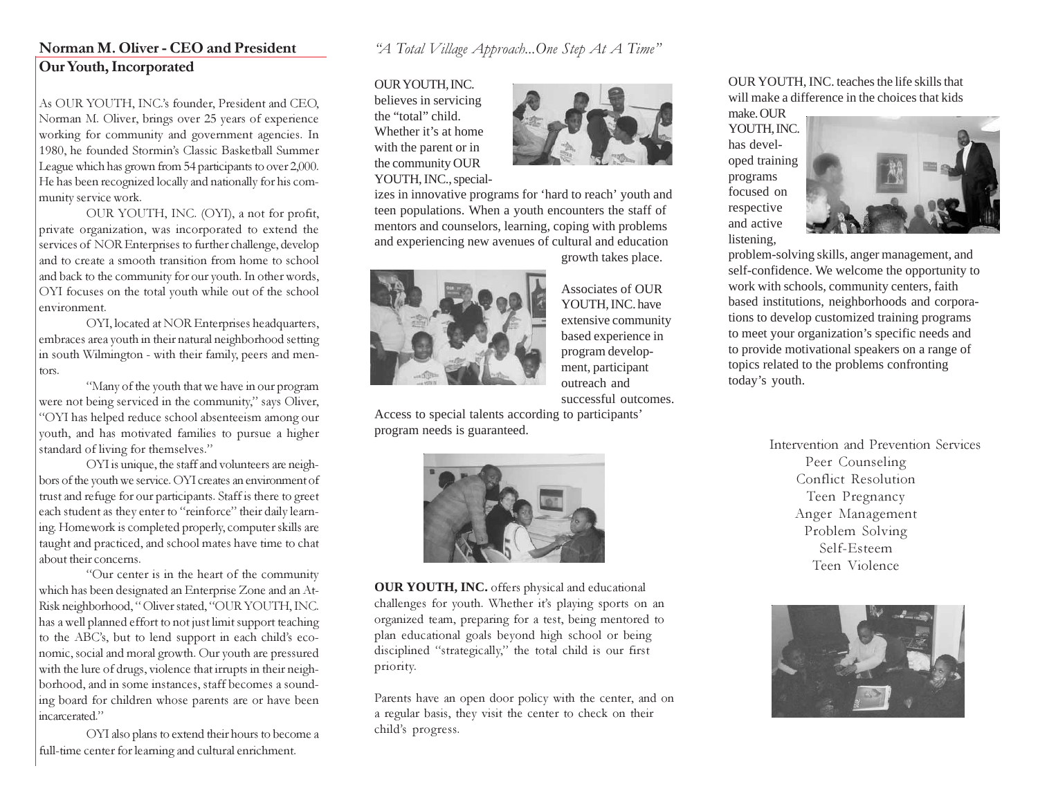## Norman M. Oliver - CEO and President

## Our Youth, Incorporated

As OUR YOUTH, INC.'s founder, President and CEO, Norman M. Oliver, brings over 25 years of experience working for community and government agencies. In 1980, he founded Stormin's Classic Basketball Summer League which has grown from 54 participants to over 2,000. He has been recognized locally and nationally for his community service work.

OUR YOUTH, INC. (OYI), a not for profit, private organization, was incorporated to extend the services of NOR Enterprises to further challenge, develop and to create a smooth transition from home to school and back to the community for our youth. In other words, OYI focuses on the total youth while out of the school environment.

OYI, located at NOR Enterprises headquarters, embraces area youth in their natural neighborhood setting in south Wilmington - with their family, peers and mentors.

"Many of the youth that we have in our program were not being serviced in the community," says Oliver, "OYI has helped reduce school absenteeism among our youth, and has motivated families to pursue a higher standard of living for themselves."

OYI is unique, the staff and volunteers are neighbors of the youth we service. OYI creates an environment of trust and refuge for our participants. Staff is there to greet each student as they enter to "reinforce" their daily learning. Homework is completed properly, computer skills are taught and practiced, and school mates have time to chat about their concerns.

"Our center is in the heart of the community which has been designated an Enterprise Zone and an At-Risk neighborhood, " Oliver stated, "OUR YOUTH, INC. has a well planned effort to not just limit support teaching to the ABC's, but to lend support in each child's economic, social and moral growth. Our youth are pressured with the lure of drugs, violence that irrupts in their neighborhood, and in some instances, staff becomes a sounding board for children whose parents are or have been incarcerated."

OYI also plans to extend their hours to become a full-time center for learning and cultural enrichment.

*"A Total Village Approach...One Step At A Time"*

OUR YOUTH, INC. believes in servicing the "total" child. Whether it's at home with the parent or in the community OUR YOUTH, INC., specializes in innovative programs for 'hard to reach' youth and teen populations. When a youth encounters the staff of mentors and counselors, learning, coping with problems and experiencing new avenues of cultural and education growth takes place.

Associates of OUR YOUTH, INC. have extensive community based experience in program development, participant outreach and successful outcomes. Access to special talents according to participants' program needs is guaranteed.

**OUR YOUTH, INC.** offers physical and educational challenges for youth. Whether it's playing sports on an organized team, preparing for a test, being mentored to plan educational goals beyond high school or being disciplined "strategically," the total child is our first priority.

Parents have an open door policy with the center, and on a regular basis, they visit the center to check on their child's progress.

OUR YOUTH, INC. teaches the life skills that will make a difference in the choices that kids make. OUR YOUTH, INC. has developed training programs focused on respective and active listening, problem-solving skills, anger management, and self-confidence. We welcome the opportunity to work with schools, community centers, faith based institutions, neighborhoods and corporations to develop customized training programs to meet your organization's specific needs and to provide motivational speakers on a range of topics related to the problems confronting today's youth.

Intervention and Prevention Services

- Peer Counseling
- Conflict Resolution
- Teen Pregnancy
- Anger Management
- Problem Solving
- Self-Esteem
- Teen Violence